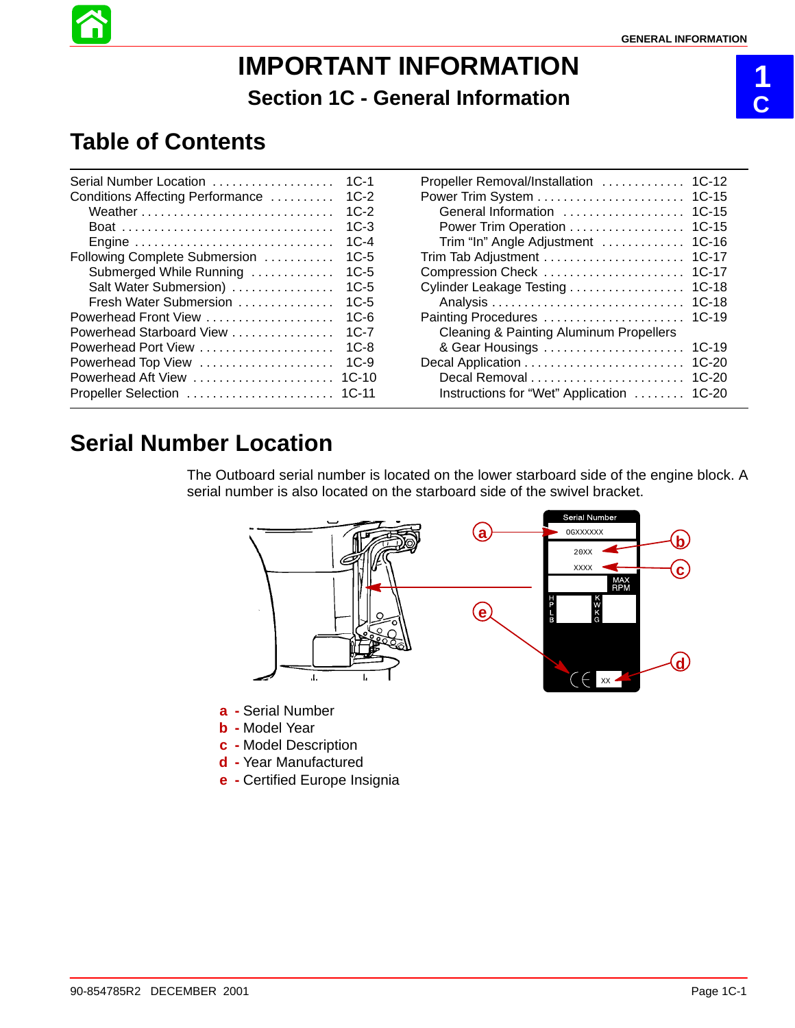# IMPORTANT INFORMATION

## Section 1C - General Information

## Table of Contents

| | |
|---|---|
| Serial Number Location | 1C-1 |
| Conditions Affecting Performance | 1C-2 |
| Weather | 1C-2 |
| Boat | 1C-3 |
| Engine | 1C-4 |
| Following Complete Submersion | 1C-5 |
| Submerged While Running | 1C-5 |
| Salt Water Submersion) | 1C-5 |
| Fresh Water Submersion | 1C-5 |
| Powerhead Front View | 1C-6 |
| Powerhead Starboard View | 1C-7 |
| Powerhead Port View | 1C-8 |
| Powerhead Top View | 1C-9 |
| Powerhead Aft View | 1C-10 |
| Propeller Selection | 1C-11 |
| Propeller Removal/Installation | 1C-12 |
| Power Trim System | 1C-15 |
| General Information | 1C-15 |
| Power Trim Operation | 1C-15 |
| Trim “In” Angle Adjustment | 1C-16 |
| Trim Tab Adjustment | 1C-17 |
| Compression Check | 1C-17 |
| Cylinder Leakage Testing | 1C-18 |
| Analysis | 1C-18 |
| Painting Procedures | 1C-19 |
| Cleaning & Painting Aluminum Propellers & Gear Housings | 1C-19 |
| Decal Application | 1C-20 |
| Decal Removal | 1C-20 |
| Instructions for “Wet” Application | 1C-20 |

## Serial Number Location

The Outboard serial number is located on the lower starboard side of the engine block. A serial number is also located on the starboard side of the swivel bracket.

Serial Number
0GXXXXXX
20XX
XXXX
MAX RPM
HP LB
KW KG
XX

a - Serial Number
b - Model Year
c - Model Description
d - Year Manufactured
e - Certified Europe Insignia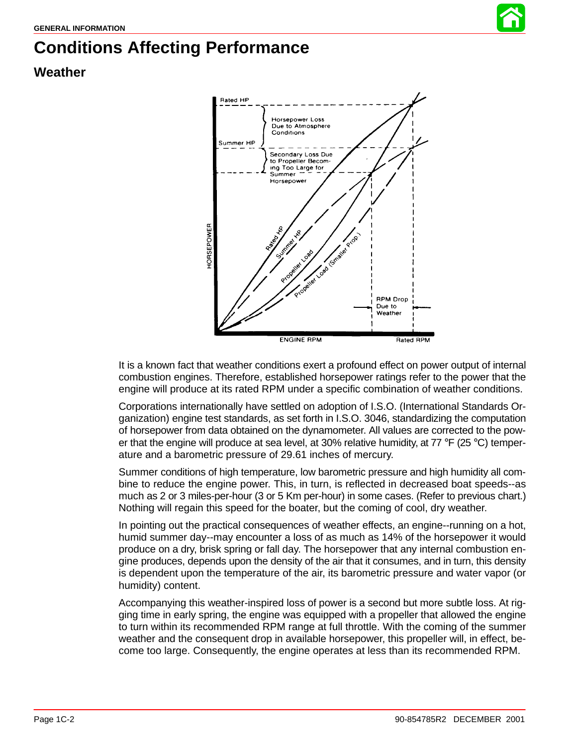# Conditions Affecting Performance

## Weather

It is a known fact that weather conditions exert a profound effect on power output of internal combustion engines. Therefore, established horsepower ratings refer to the power that the engine will produce at its rated RPM under a specific combination of weather conditions.

Corporations internationally have settled on adoption of I.S.O. (International Standards Organization) engine test standards, as set forth in I.S.O. 3046, standardizing the computation of horsepower from data obtained on the dynamometer. All values are corrected to the power that the engine will produce at sea level, at 30% relative humidity, at 77 °F (25 °C) temperature and a barometric pressure of 29.61 inches of mercury.

Summer conditions of high temperature, low barometric pressure and high humidity all combine to reduce the engine power. This, in turn, is reflected in decreased boat speeds--as much as 2 or 3 miles-per-hour (3 or 5 Km per-hour) in some cases. (Refer to previous chart.) Nothing will regain this speed for the boater, but the coming of cool, dry weather.

In pointing out the practical consequences of weather effects, an engine--running on a hot, humid summer day--may encounter a loss of as much as 14% of the horsepower it would produce on a dry, brisk spring or fall day. The horsepower that any internal combustion engine produces, depends upon the density of the air that it consumes, and in turn, this density is dependent upon the temperature of the air, its barometric pressure and water vapor (or humidity) content.

Accompanying this weather-inspired loss of power is a second but more subtle loss. At rigging time in early spring, the engine was equipped with a propeller that allowed the engine to turn within its recommended RPM range at full throttle. With the coming of the summer weather and the consequent drop in available horsepower, this propeller will, in effect, become too large. Consequently, the engine operates at less than its recommended RPM.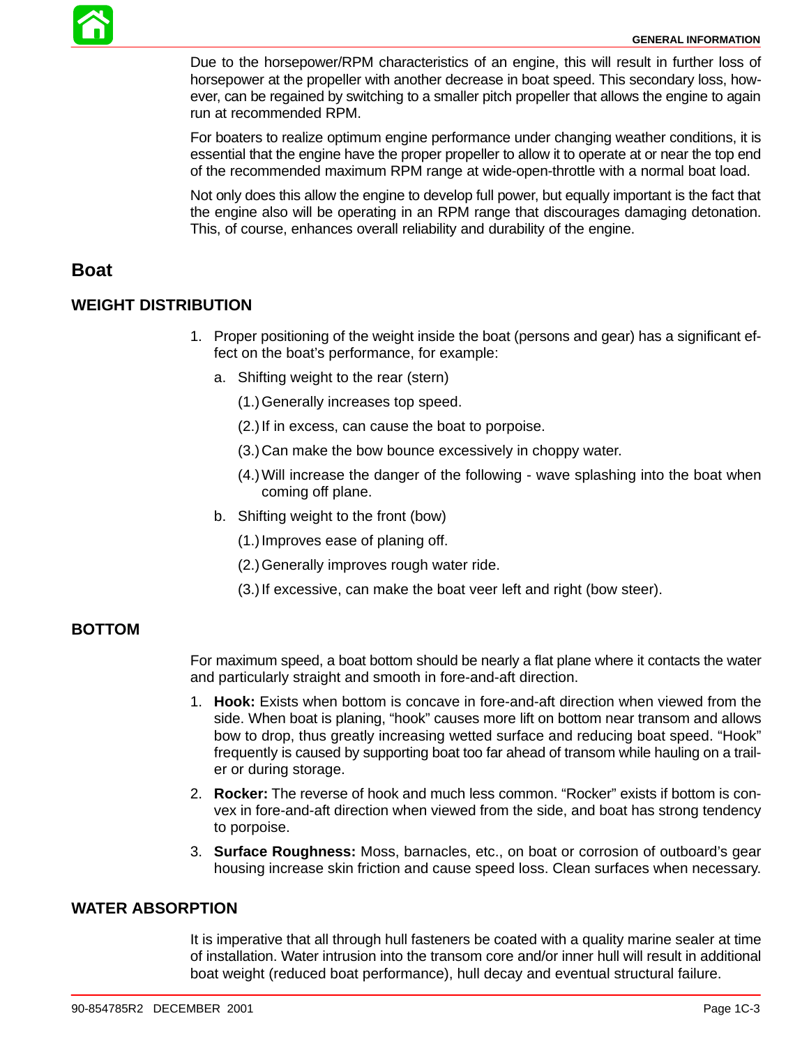Due to the horsepower/RPM characteristics of an engine, this will result in further loss of horsepower at the propeller with another decrease in boat speed. This secondary loss, however, can be regained by switching to a smaller pitch propeller that allows the engine to again run at recommended RPM.

For boaters to realize optimum engine performance under changing weather conditions, it is essential that the engine have the proper propeller to allow it to operate at or near the top end of the recommended maximum RPM range at wide-open-throttle with a normal boat load.

Not only does this allow the engine to develop full power, but equally important is the fact that the engine also will be operating in an RPM range that discourages damaging detonation. This, of course, enhances overall reliability and durability of the engine.

## Boat

### WEIGHT DISTRIBUTION

1. Proper positioning of the weight inside the boat (persons and gear) has a significant effect on the boat's performance, for example:
   a. Shifting weight to the rear (stern)
      (1.) Generally increases top speed.
      (2.) If in excess, can cause the boat to porpoise.
      (3.) Can make the bow bounce excessively in choppy water.
      (4.) Will increase the danger of the following - wave splashing into the boat when coming off plane.
   b. Shifting weight to the front (bow)
      (1.) Improves ease of planing off.
      (2.) Generally improves rough water ride.
      (3.) If excessive, can make the boat veer left and right (bow steer).

### BOTTOM

For maximum speed, a boat bottom should be nearly a flat plane where it contacts the water and particularly straight and smooth in fore-and-aft direction.

1. **Hook:** Exists when bottom is concave in fore-and-aft direction when viewed from the side. When boat is planing, "hook" causes more lift on bottom near transom and allows bow to drop, thus greatly increasing wetted surface and reducing boat speed. "Hook" frequently is caused by supporting boat too far ahead of transom while hauling on a trailer or during storage.
2. **Rocker:** The reverse of hook and much less common. "Rocker" exists if bottom is convex in fore-and-aft direction when viewed from the side, and boat has strong tendency to porpoise.
3. **Surface Roughness:** Moss, barnacles, etc., on boat or corrosion of outboard's gear housing increase skin friction and cause speed loss. Clean surfaces when necessary.

### WATER ABSORPTION

It is imperative that all through hull fasteners be coated with a quality marine sealer at time of installation. Water intrusion into the transom core and/or inner hull will result in additional boat weight (reduced boat performance), hull decay and eventual structural failure.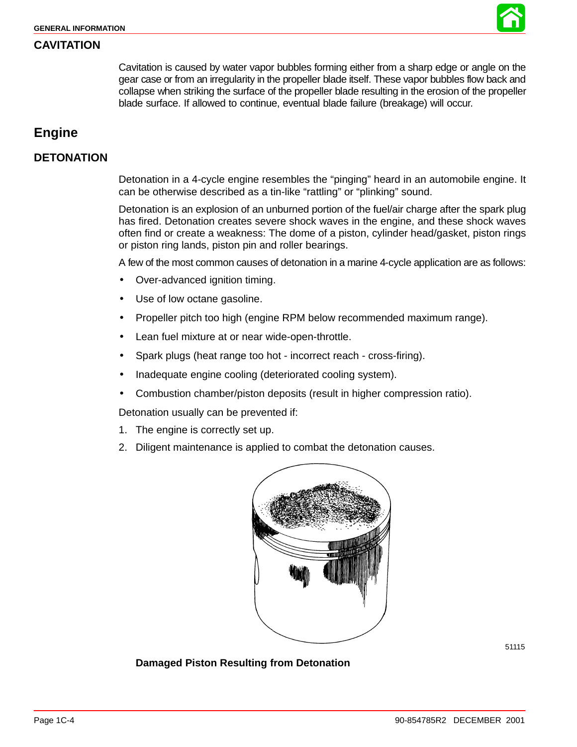## CAVITATION

Cavitation is caused by water vapor bubbles forming either from a sharp edge or angle on the gear case or from an irregularity in the propeller blade itself. These vapor bubbles flow back and collapse when striking the surface of the propeller blade resulting in the erosion of the propeller blade surface. If allowed to continue, eventual blade failure (breakage) will occur.

# Engine

## DETONATION

Detonation in a 4-cycle engine resembles the "pinging" heard in an automobile engine. It can be otherwise described as a tin-like "rattling" or "plinking" sound.

Detonation is an explosion of an unburned portion of the fuel/air charge after the spark plug has fired. Detonation creates severe shock waves in the engine, and these shock waves often find or create a weakness: The dome of a piston, cylinder head/gasket, piston rings or piston ring lands, piston pin and roller bearings.

A few of the most common causes of detonation in a marine 4-cycle application are as follows:

- Over-advanced ignition timing.
- Use of low octane gasoline.
- Propeller pitch too high (engine RPM below recommended maximum range).
- Lean fuel mixture at or near wide-open-throttle.
- Spark plugs (heat range too hot - incorrect reach - cross-firing).
- Inadequate engine cooling (deteriorated cooling system).
- Combustion chamber/piston deposits (result in higher compression ratio).

Detonation usually can be prevented if:

1. The engine is correctly set up.
2. Diligent maintenance is applied to combat the detonation causes.

51115

**Damaged Piston Resulting from Detonation**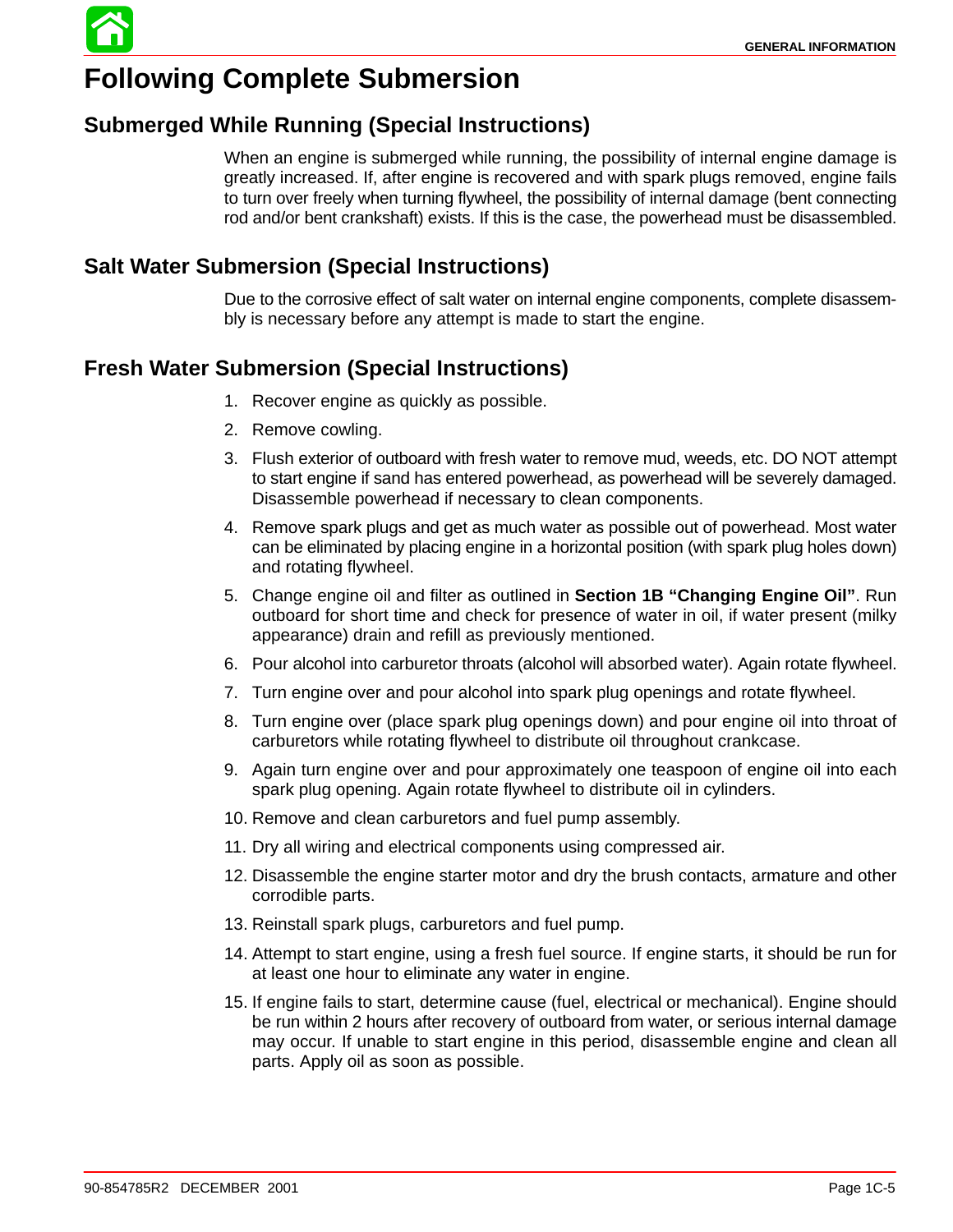# Following Complete Submersion

## Submerged While Running (Special Instructions)

When an engine is submerged while running, the possibility of internal engine damage is greatly increased. If, after engine is recovered and with spark plugs removed, engine fails to turn over freely when turning flywheel, the possibility of internal damage (bent connecting rod and/or bent crankshaft) exists. If this is the case, the powerhead must be disassembled.

## Salt Water Submersion (Special Instructions)

Due to the corrosive effect of salt water on internal engine components, complete disassembly is necessary before any attempt is made to start the engine.

## Fresh Water Submersion (Special Instructions)

1. Recover engine as quickly as possible.
2. Remove cowling.
3. Flush exterior of outboard with fresh water to remove mud, weeds, etc. DO NOT attempt to start engine if sand has entered powerhead, as powerhead will be severely damaged. Disassemble powerhead if necessary to clean components.
4. Remove spark plugs and get as much water as possible out of powerhead. Most water can be eliminated by placing engine in a horizontal position (with spark plug holes down) and rotating flywheel.
5. Change engine oil and filter as outlined in **Section 1B "Changing Engine Oil"**. Run outboard for short time and check for presence of water in oil, if water present (milky appearance) drain and refill as previously mentioned.
6. Pour alcohol into carburetor throats (alcohol will absorbed water). Again rotate flywheel.
7. Turn engine over and pour alcohol into spark plug openings and rotate flywheel.
8. Turn engine over (place spark plug openings down) and pour engine oil into throat of carburetors while rotating flywheel to distribute oil throughout crankcase.
9. Again turn engine over and pour approximately one teaspoon of engine oil into each spark plug opening. Again rotate flywheel to distribute oil in cylinders.
10. Remove and clean carburetors and fuel pump assembly.
11. Dry all wiring and electrical components using compressed air.
12. Disassemble the engine starter motor and dry the brush contacts, armature and other corrodible parts.
13. Reinstall spark plugs, carburetors and fuel pump.
14. Attempt to start engine, using a fresh fuel source. If engine starts, it should be run for at least one hour to eliminate any water in engine.
15. If engine fails to start, determine cause (fuel, electrical or mechanical). Engine should be run within 2 hours after recovery of outboard from water, or serious internal damage may occur. If unable to start engine in this period, disassemble engine and clean all parts. Apply oil as soon as possible.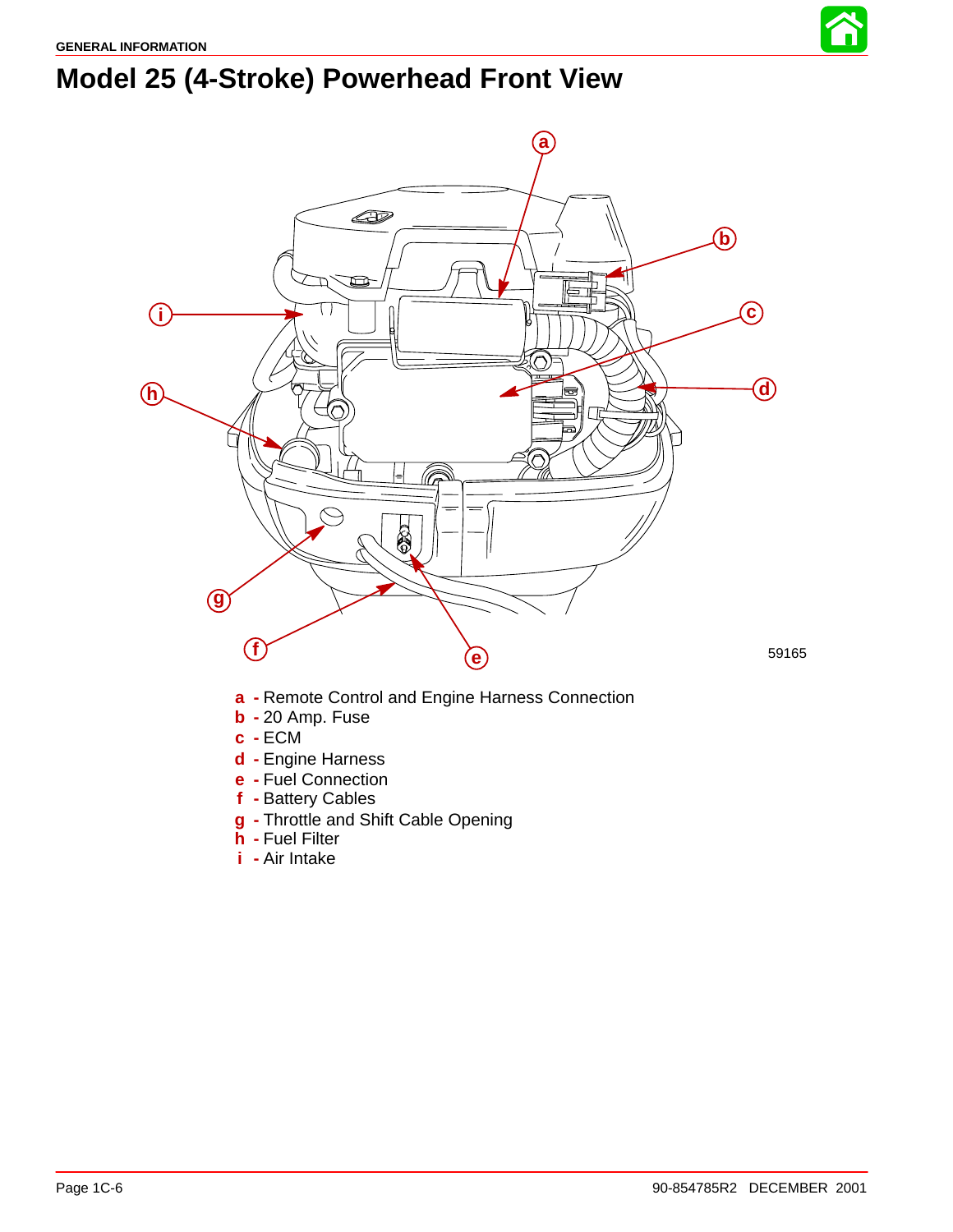# Model 25 (4-Stroke) Powerhead Front View

59165

**a** - Remote Control and Engine Harness Connection
**b** - 20 Amp. Fuse
**c** - ECM
**d** - Engine Harness
**e** - Fuel Connection
**f** - Battery Cables
**g** - Throttle and Shift Cable Opening
**h** - Fuel Filter
**i** - Air Intake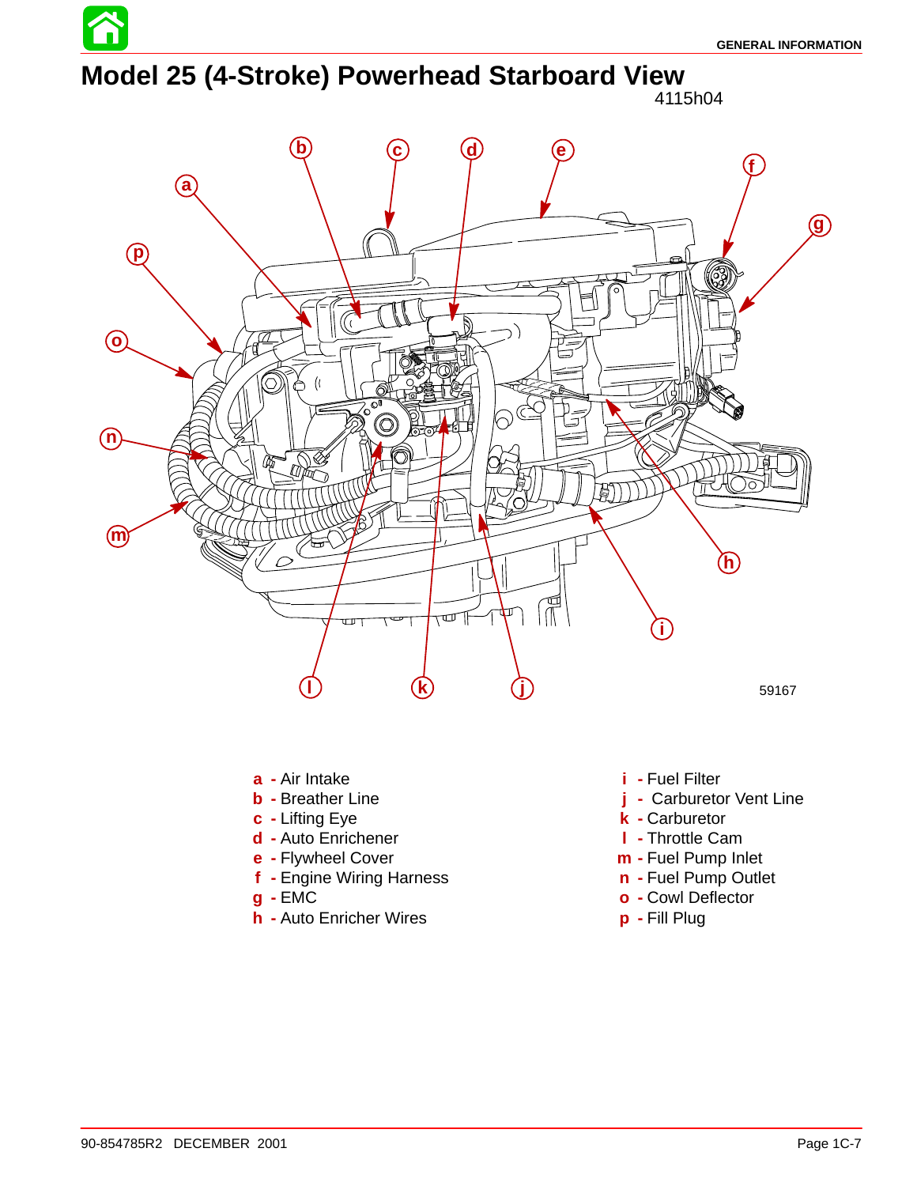# Model 25 (4-Stroke) Powerhead Starboard View

4115h04

59167

- **a** - Air Intake
- **b** - Breather Line
- **c** - Lifting Eye
- **d** - Auto Enrichener
- **e** - Flywheel Cover
- **f** - Engine Wiring Harness
- **g** - EMC
- **h** - Auto Enricher Wires
- **i** - Fuel Filter
- **j** - Carburetor Vent Line
- **k** - Carburetor
- **l** - Throttle Cam
- **m** - Fuel Pump Inlet
- **n** - Fuel Pump Outlet
- **o** - Cowl Deflector
- **p** - Fill Plug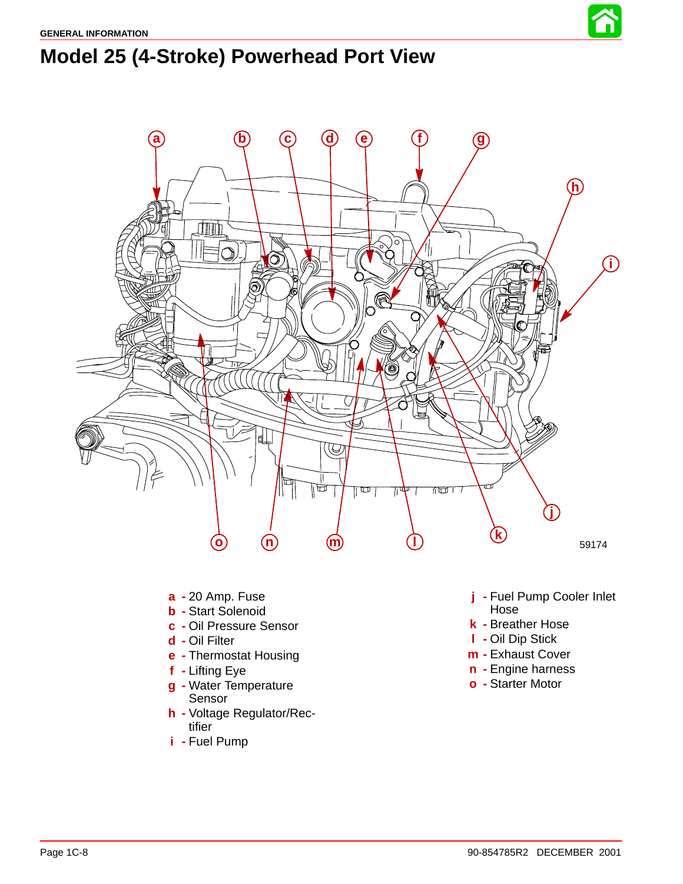# Model 25 (4-Stroke) Powerhead Port View

59174

- **a** - 20 Amp. Fuse
- **b** - Start Solenoid
- **c** - Oil Pressure Sensor
- **d** - Oil Filter
- **e** - Thermostat Housing
- **f** - Lifting Eye
- **g** - Water Temperature Sensor
- **h** - Voltage Regulator/Rectifier
- **i** - Fuel Pump
- **j** - Fuel Pump Cooler Inlet Hose
- **k** - Breather Hose
- **l** - Oil Dip Stick
- **m** - Exhaust Cover
- **n** - Engine harness
- **o** - Starter Motor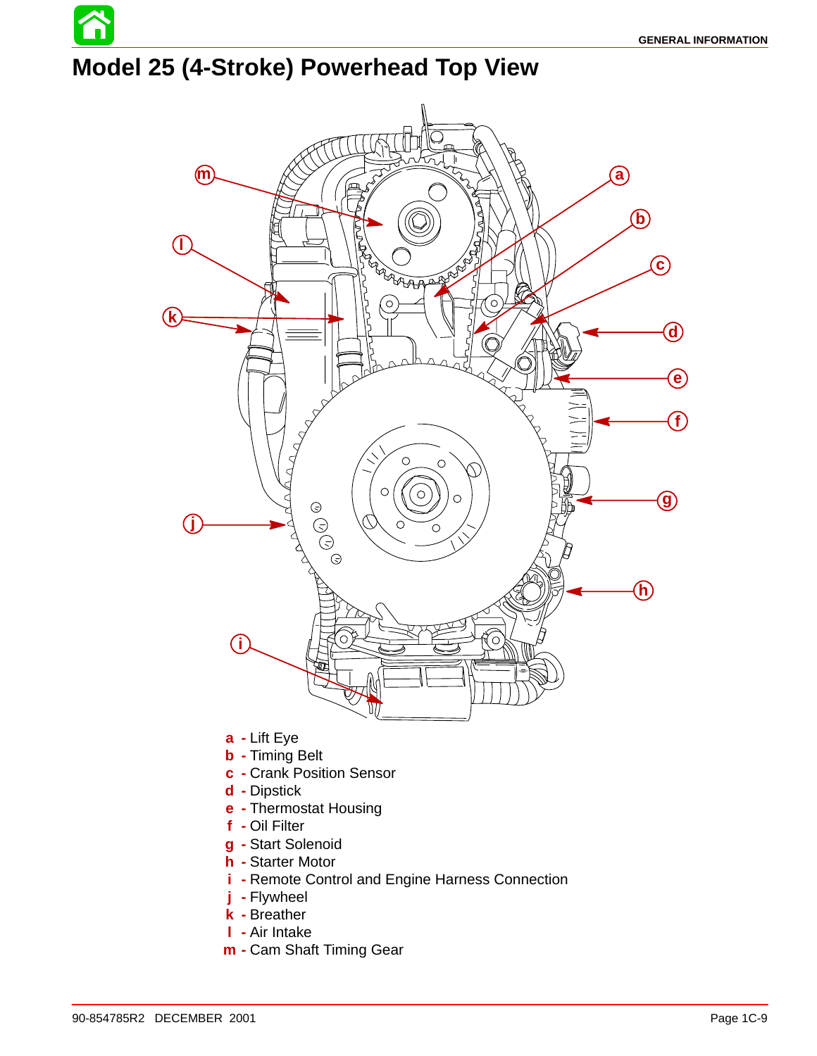# Model 25 (4-Stroke) Powerhead Top View

a - Lift Eye
b - Timing Belt
c - Crank Position Sensor
d - Dipstick
e - Thermostat Housing
f - Oil Filter
g - Start Solenoid
h - Starter Motor
i - Remote Control and Engine Harness Connection
j - Flywheel
k - Breather
l - Air Intake
m - Cam Shaft Timing Gear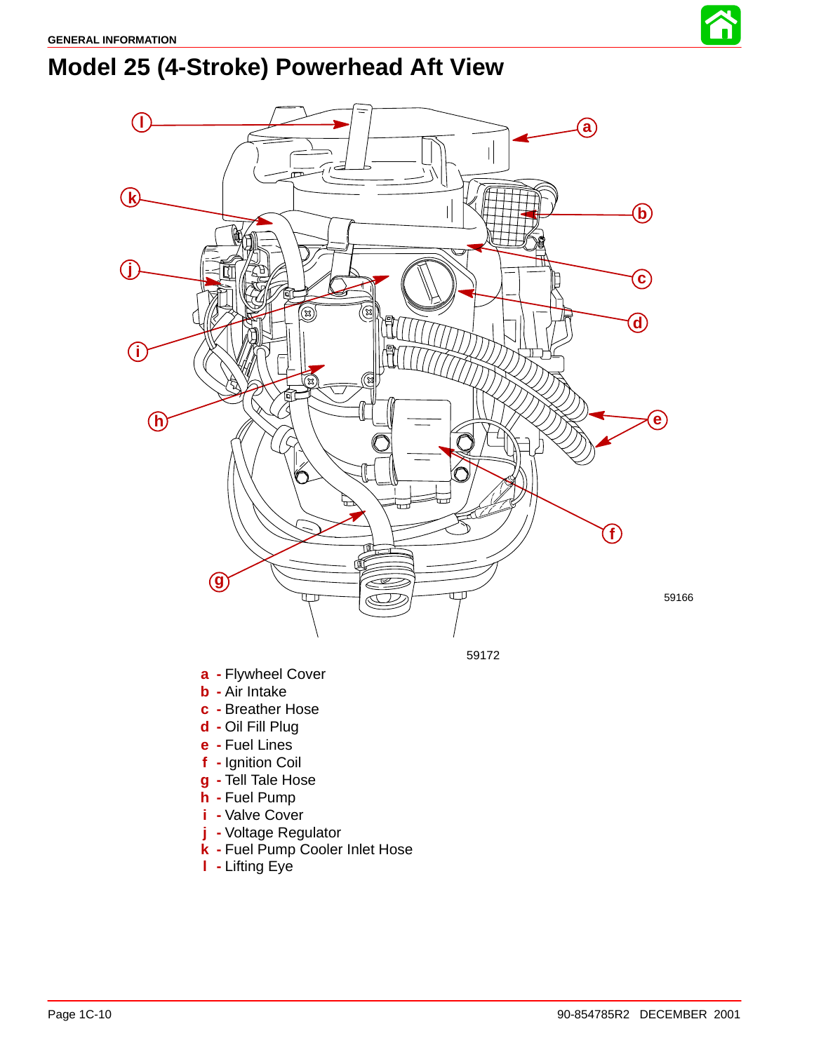# Model 25 (4-Stroke) Powerhead Aft View

59166

59172

- **a** - Flywheel Cover
- **b** - Air Intake
- **c** - Breather Hose
- **d** - Oil Fill Plug
- **e** - Fuel Lines
- **f** - Ignition Coil
- **g** - Tell Tale Hose
- **h** - Fuel Pump
- **i** - Valve Cover
- **j** - Voltage Regulator
- **k** - Fuel Pump Cooler Inlet Hose
- **l** - Lifting Eye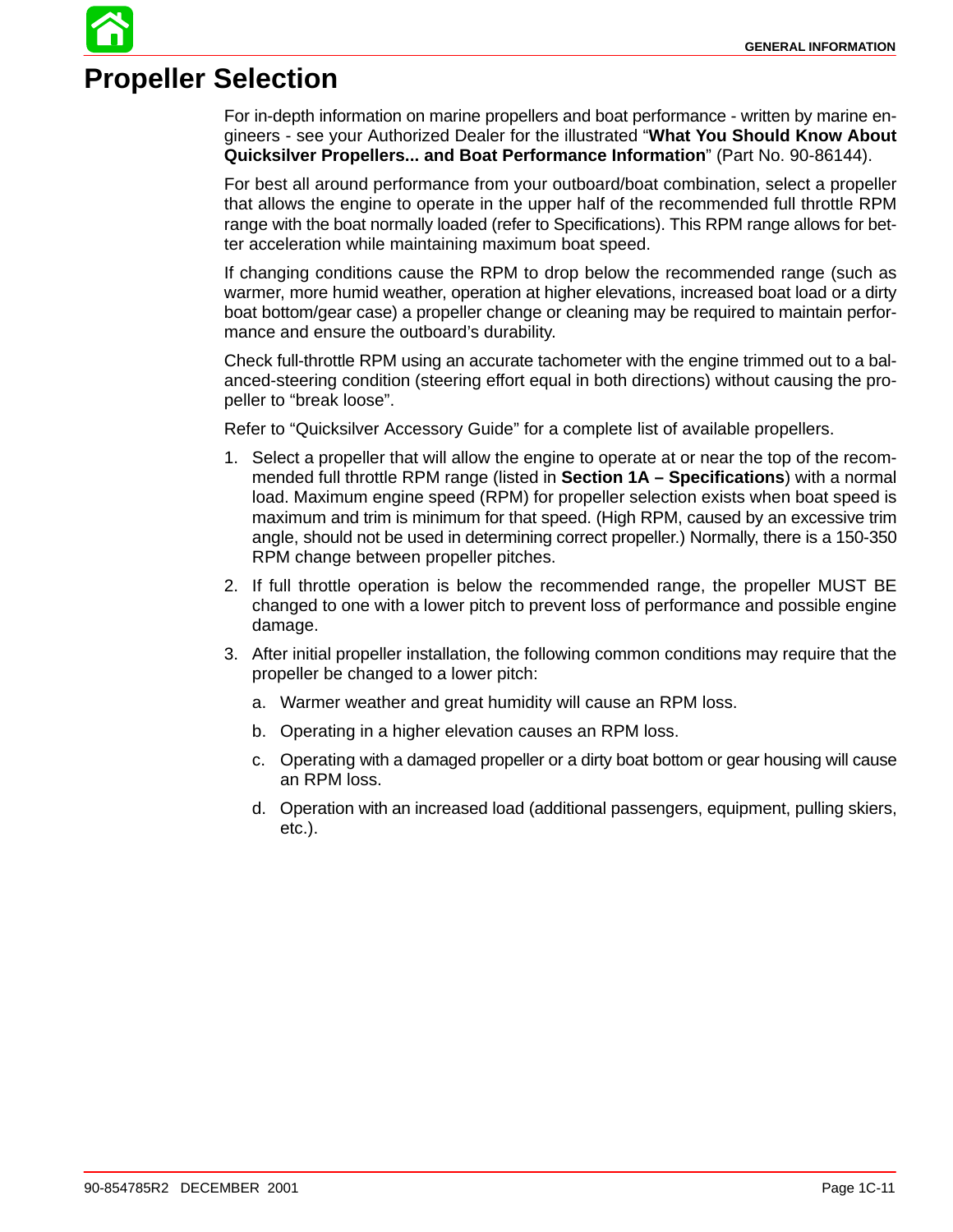# Propeller Selection

For in-depth information on marine propellers and boat performance - written by marine engineers - see your Authorized Dealer for the illustrated "**What You Should Know About Quicksilver Propellers... and Boat Performance Information**" (Part No. 90-86144).

For best all around performance from your outboard/boat combination, select a propeller that allows the engine to operate in the upper half of the recommended full throttle RPM range with the boat normally loaded (refer to Specifications). This RPM range allows for better acceleration while maintaining maximum boat speed.

If changing conditions cause the RPM to drop below the recommended range (such as warmer, more humid weather, operation at higher elevations, increased boat load or a dirty boat bottom/gear case) a propeller change or cleaning may be required to maintain performance and ensure the outboard's durability.

Check full-throttle RPM using an accurate tachometer with the engine trimmed out to a balanced-steering condition (steering effort equal in both directions) without causing the propeller to "break loose".

Refer to "Quicksilver Accessory Guide" for a complete list of available propellers.

1. Select a propeller that will allow the engine to operate at or near the top of the recommended full throttle RPM range (listed in **Section 1A – Specifications**) with a normal load. Maximum engine speed (RPM) for propeller selection exists when boat speed is maximum and trim is minimum for that speed. (High RPM, caused by an excessive trim angle, should not be used in determining correct propeller.) Normally, there is a 150-350 RPM change between propeller pitches.
2. If full throttle operation is below the recommended range, the propeller MUST BE changed to one with a lower pitch to prevent loss of performance and possible engine damage.
3. After initial propeller installation, the following common conditions may require that the propeller be changed to a lower pitch:
   a. Warmer weather and great humidity will cause an RPM loss.
   b. Operating in a higher elevation causes an RPM loss.
   c. Operating with a damaged propeller or a dirty boat bottom or gear housing will cause an RPM loss.
   d. Operation with an increased load (additional passengers, equipment, pulling skiers, etc.).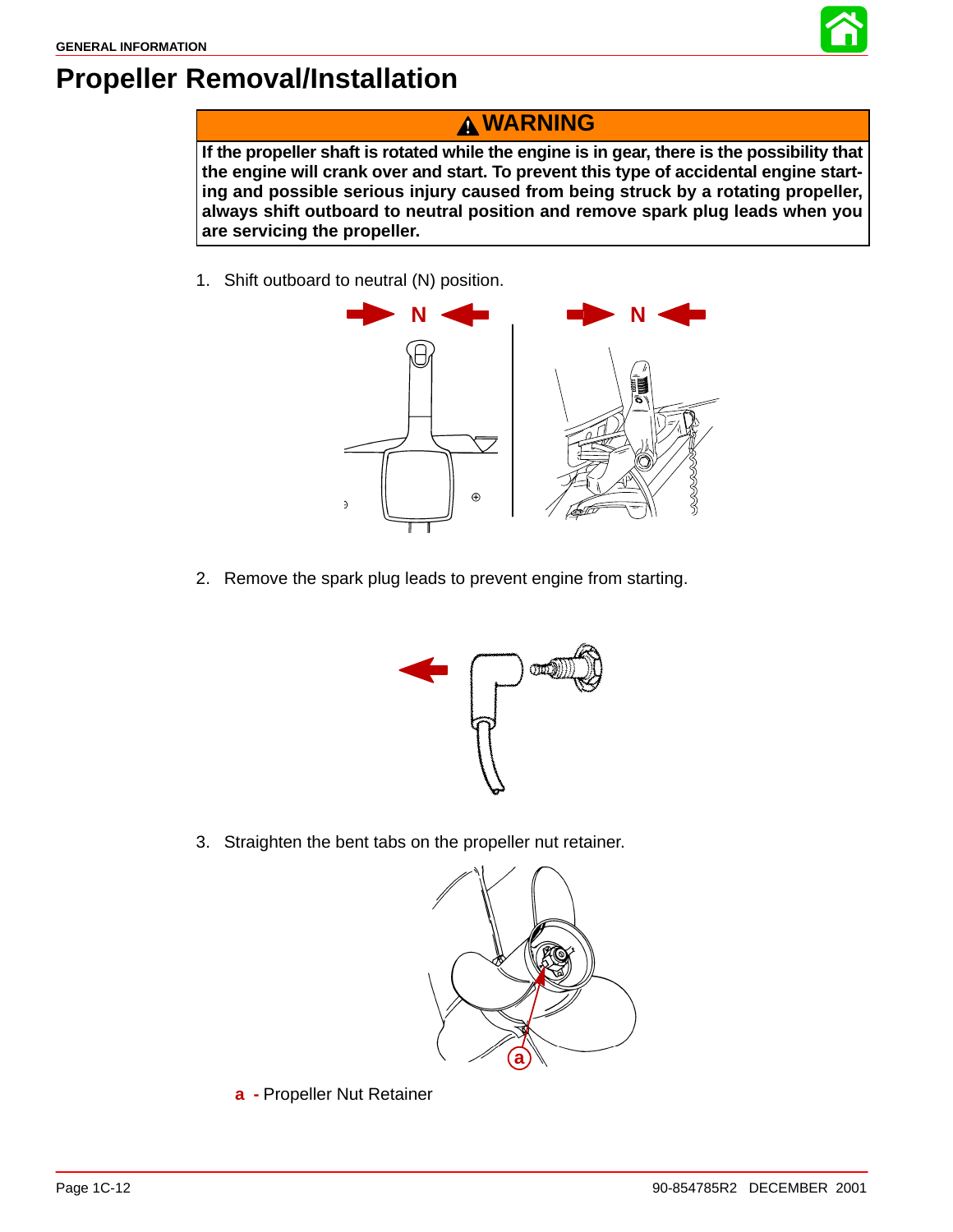# Propeller Removal/Installation

**⚠ WARNING**

**If the propeller shaft is rotated while the engine is in gear, there is the possibility that the engine will crank over and start. To prevent this type of accidental engine starting and possible serious injury caused from being struck by a rotating propeller, always shift outboard to neutral position and remove spark plug leads when you are servicing the propeller.**

1. Shift outboard to neutral (N) position.

2. Remove the spark plug leads to prevent engine from starting.

3. Straighten the bent tabs on the propeller nut retainer.

a - Propeller Nut Retainer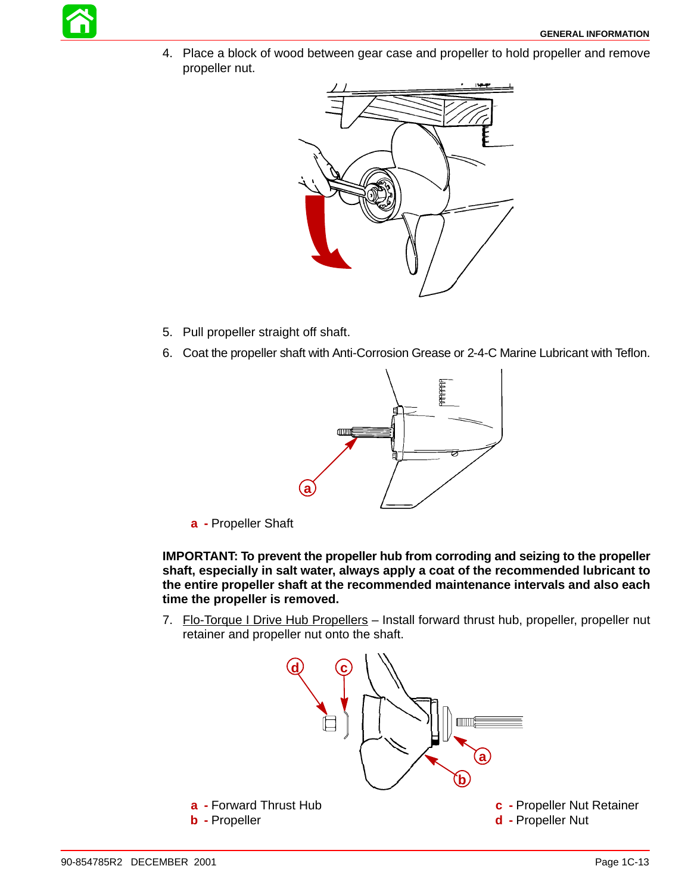4. Place a block of wood between gear case and propeller to hold propeller and remove propeller nut.

5. Pull propeller straight off shaft.

6. Coat the propeller shaft with Anti-Corrosion Grease or 2-4-C Marine Lubricant with Teflon.

**a** - Propeller Shaft

**IMPORTANT: To prevent the propeller hub from corroding and seizing to the propeller shaft, especially in salt water, always apply a coat of the recommended lubricant to the entire propeller shaft at the recommended maintenance intervals and also each time the propeller is removed.**

7. Flo-Torque I Drive Hub Propellers – Install forward thrust hub, propeller, propeller nut retainer and propeller nut onto the shaft.

**a** - Forward Thrust Hub
**b** - Propeller
**c** - Propeller Nut Retainer
**d** - Propeller Nut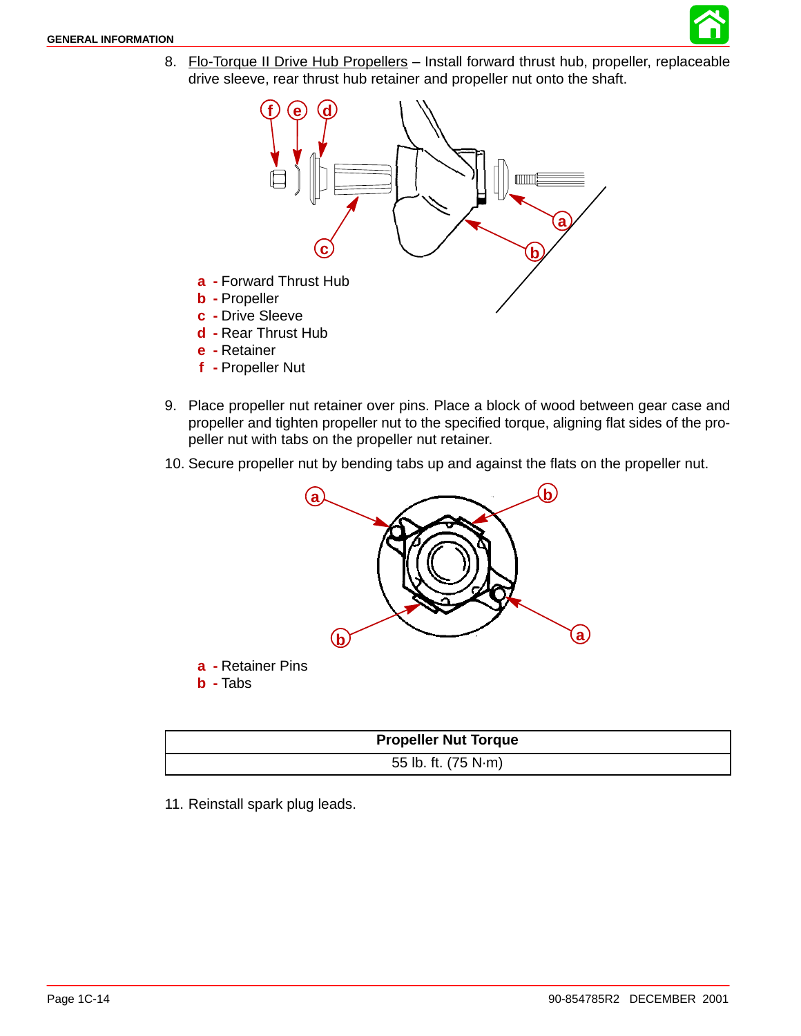8. Flo-Torque II Drive Hub Propellers – Install forward thrust hub, propeller, replaceable drive sleeve, rear thrust hub retainer and propeller nut onto the shaft.

**a** - Forward Thrust Hub
**b** - Propeller
**c** - Drive Sleeve
**d** - Rear Thrust Hub
**e** - Retainer
**f** - Propeller Nut

9. Place propeller nut retainer over pins. Place a block of wood between gear case and propeller and tighten propeller nut to the specified torque, aligning flat sides of the propeller nut with tabs on the propeller nut retainer.

10. Secure propeller nut by bending tabs up and against the flats on the propeller nut.

**a** - Retainer Pins
**b** - Tabs

| Propeller Nut Torque |
| --- |
| 55 lb. ft. (75 N·m) |

11. Reinstall spark plug leads.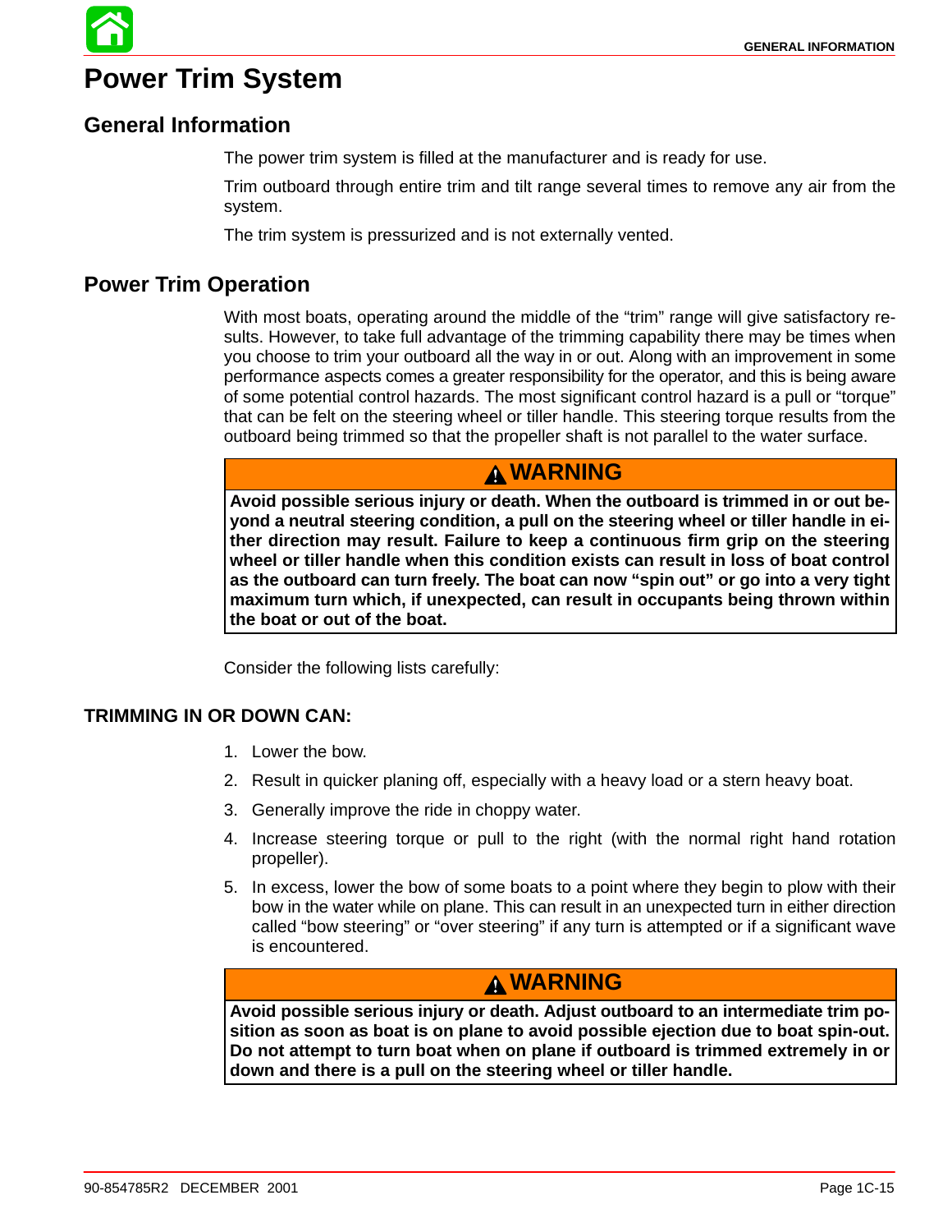# Power Trim System

## General Information

The power trim system is filled at the manufacturer and is ready for use.

Trim outboard through entire trim and tilt range several times to remove any air from the system.

The trim system is pressurized and is not externally vented.

## Power Trim Operation

With most boats, operating around the middle of the “trim” range will give satisfactory results. However, to take full advantage of the trimming capability there may be times when you choose to trim your outboard all the way in or out. Along with an improvement in some performance aspects comes a greater responsibility for the operator, and this is being aware of some potential control hazards. The most significant control hazard is a pull or “torque” that can be felt on the steering wheel or tiller handle. This steering torque results from the outboard being trimmed so that the propeller shaft is not parallel to the water surface.

> **⚠ WARNING**
>
> **Avoid possible serious injury or death. When the outboard is trimmed in or out beyond a neutral steering condition, a pull on the steering wheel or tiller handle in either direction may result. Failure to keep a continuous firm grip on the steering wheel or tiller handle when this condition exists can result in loss of boat control as the outboard can turn freely. The boat can now “spin out” or go into a very tight maximum turn which, if unexpected, can result in occupants being thrown within the boat or out of the boat.**

Consider the following lists carefully:

### TRIMMING IN OR DOWN CAN:

1. Lower the bow.
2. Result in quicker planing off, especially with a heavy load or a stern heavy boat.
3. Generally improve the ride in choppy water.
4. Increase steering torque or pull to the right (with the normal right hand rotation propeller).
5. In excess, lower the bow of some boats to a point where they begin to plow with their bow in the water while on plane. This can result in an unexpected turn in either direction called “bow steering” or “over steering” if any turn is attempted or if a significant wave is encountered.

> **⚠ WARNING**
>
> **Avoid possible serious injury or death. Adjust outboard to an intermediate trim position as soon as boat is on plane to avoid possible ejection due to boat spin-out. Do not attempt to turn boat when on plane if outboard is trimmed extremely in or down and there is a pull on the steering wheel or tiller handle.**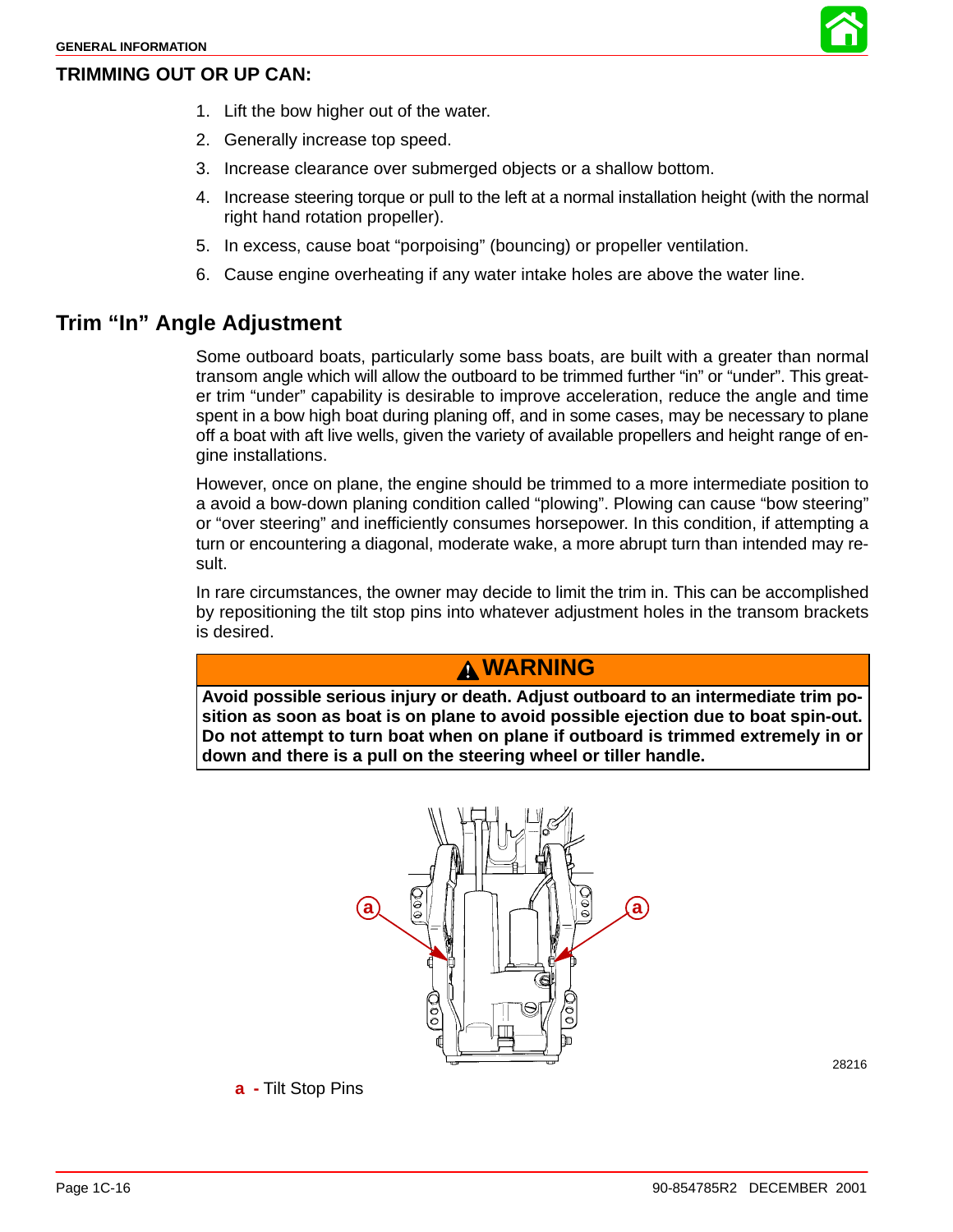### TRIMMING OUT OR UP CAN:

1. Lift the bow higher out of the water.
2. Generally increase top speed.
3. Increase clearance over submerged objects or a shallow bottom.
4. Increase steering torque or pull to the left at a normal installation height (with the normal right hand rotation propeller).
5. In excess, cause boat "porpoising" (bouncing) or propeller ventilation.
6. Cause engine overheating if any water intake holes are above the water line.

## Trim "In" Angle Adjustment

Some outboard boats, particularly some bass boats, are built with a greater than normal transom angle which will allow the outboard to be trimmed further "in" or "under". This greater trim "under" capability is desirable to improve acceleration, reduce the angle and time spent in a bow high boat during planing off, and in some cases, may be necessary to plane off a boat with aft live wells, given the variety of available propellers and height range of engine installations.

However, once on plane, the engine should be trimmed to a more intermediate position to a avoid a bow-down planing condition called "plowing". Plowing can cause "bow steering" or "over steering" and inefficiently consumes horsepower. In this condition, if attempting a turn or encountering a diagonal, moderate wake, a more abrupt turn than intended may result.

In rare circumstances, the owner may decide to limit the trim in. This can be accomplished by repositioning the tilt stop pins into whatever adjustment holes in the transom brackets is desired.

**WARNING**

**Avoid possible serious injury or death. Adjust outboard to an intermediate trim position as soon as boat is on plane to avoid possible ejection due to boat spin-out. Do not attempt to turn boat when on plane if outboard is trimmed extremely in or down and there is a pull on the steering wheel or tiller handle.**

28216

**a -** Tilt Stop Pins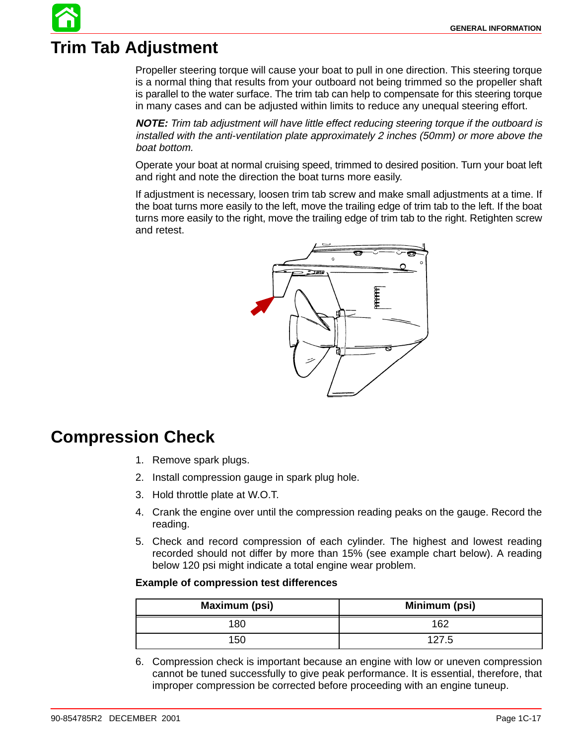# Trim Tab Adjustment

Propeller steering torque will cause your boat to pull in one direction. This steering torque is a normal thing that results from your outboard not being trimmed so the propeller shaft is parallel to the water surface. The trim tab can help to compensate for this steering torque in many cases and can be adjusted within limits to reduce any unequal steering effort.

***NOTE:*** *Trim tab adjustment will have little effect reducing steering torque if the outboard is installed with the anti-ventilation plate approximately 2 inches (50mm) or more above the boat bottom.*

Operate your boat at normal cruising speed, trimmed to desired position. Turn your boat left and right and note the direction the boat turns more easily.

If adjustment is necessary, loosen trim tab screw and make small adjustments at a time. If the boat turns more easily to the left, move the trailing edge of trim tab to the left. If the boat turns more easily to the right, move the trailing edge of trim tab to the right. Retighten screw and retest.

# Compression Check

1. Remove spark plugs.
2. Install compression gauge in spark plug hole.
3. Hold throttle plate at W.O.T.
4. Crank the engine over until the compression reading peaks on the gauge. Record the reading.
5. Check and record compression of each cylinder. The highest and lowest reading recorded should not differ by more than 15% (see example chart below). A reading below 120 psi might indicate a total engine wear problem.

**Example of compression test differences**

| Maximum (psi) | Minimum (psi) |
|---|---|
| 180 | 162 |
| 150 | 127.5 |

6. Compression check is important because an engine with low or uneven compression cannot be tuned successfully to give peak performance. It is essential, therefore, that improper compression be corrected before proceeding with an engine tuneup.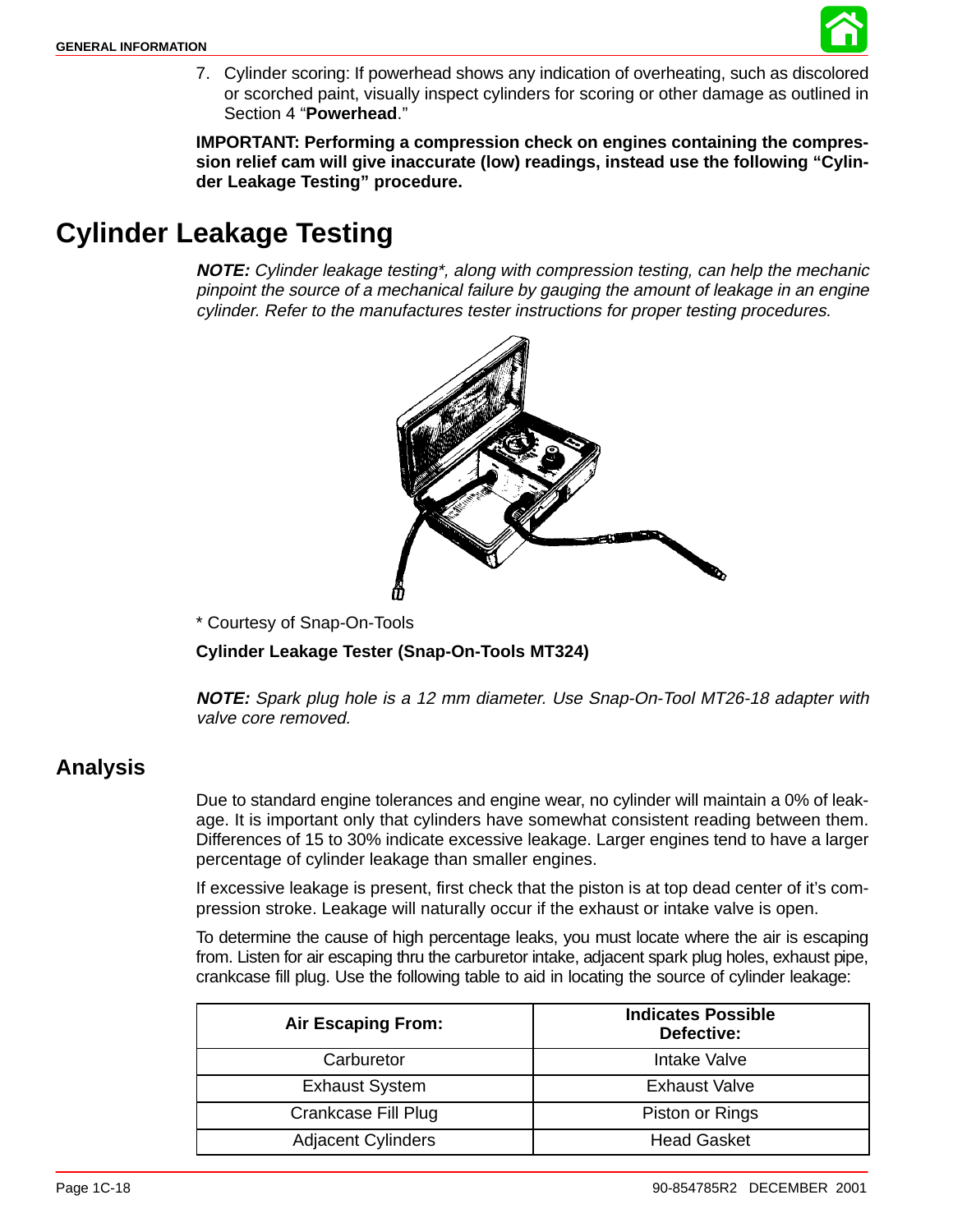7. Cylinder scoring: If powerhead shows any indication of overheating, such as discolored or scorched paint, visually inspect cylinders for scoring or other damage as outlined in Section 4 "**Powerhead**."

**IMPORTANT: Performing a compression check on engines containing the compression relief cam will give inaccurate (low) readings, instead use the following "Cylinder Leakage Testing" procedure.**

# Cylinder Leakage Testing

***NOTE:*** *Cylinder leakage testing*, along with compression testing, can help the mechanic pinpoint the source of a mechanical failure by gauging the amount of leakage in an engine cylinder. Refer to the manufactures tester instructions for proper testing procedures.*

* Courtesy of Snap-On-Tools

**Cylinder Leakage Tester (Snap-On-Tools MT324)**

***NOTE:*** *Spark plug hole is a 12 mm diameter. Use Snap-On-Tool MT26-18 adapter with valve core removed.*

## Analysis

Due to standard engine tolerances and engine wear, no cylinder will maintain a 0% of leakage. It is important only that cylinders have somewhat consistent reading between them. Differences of 15 to 30% indicate excessive leakage. Larger engines tend to have a larger percentage of cylinder leakage than smaller engines.

If excessive leakage is present, first check that the piston is at top dead center of it's compression stroke. Leakage will naturally occur if the exhaust or intake valve is open.

To determine the cause of high percentage leaks, you must locate where the air is escaping from. Listen for air escaping thru the carburetor intake, adjacent spark plug holes, exhaust pipe, crankcase fill plug. Use the following table to aid in locating the source of cylinder leakage:

| Air Escaping From: | Indicates Possible Defective: |
|---|---|
| Carburetor | Intake Valve |
| Exhaust System | Exhaust Valve |
| Crankcase Fill Plug | Piston or Rings |
| Adjacent Cylinders | Head Gasket |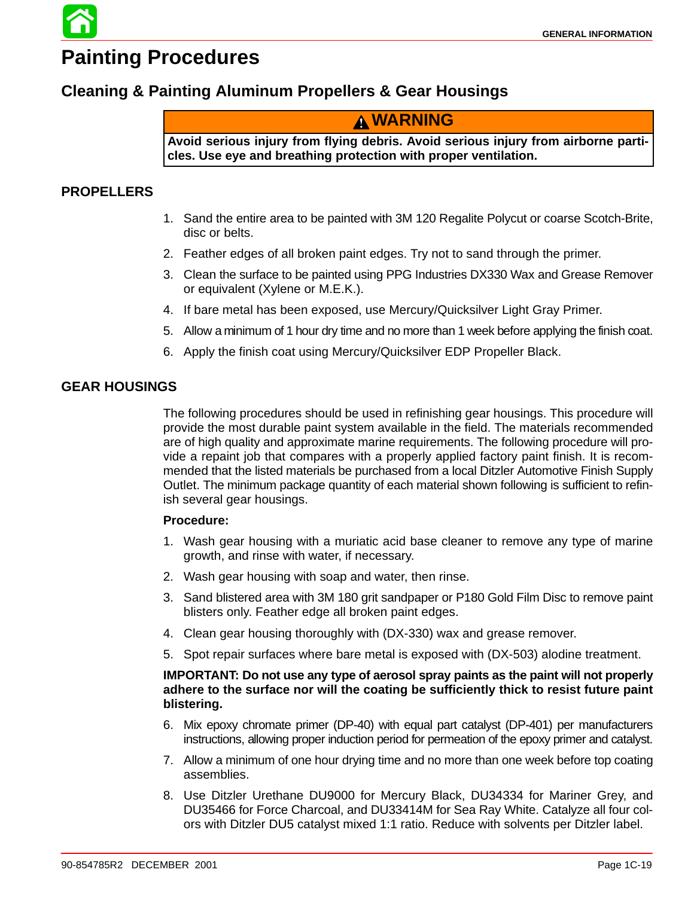# Painting Procedures

## Cleaning & Painting Aluminum Propellers & Gear Housings

> **⚠ WARNING**
>
> **Avoid serious injury from flying debris. Avoid serious injury from airborne particles. Use eye and breathing protection with proper ventilation.**

### PROPELLERS

1. Sand the entire area to be painted with 3M 120 Regalite Polycut or coarse Scotch-Brite, disc or belts.
2. Feather edges of all broken paint edges. Try not to sand through the primer.
3. Clean the surface to be painted using PPG Industries DX330 Wax and Grease Remover or equivalent (Xylene or M.E.K.).
4. If bare metal has been exposed, use Mercury/Quicksilver Light Gray Primer.
5. Allow a minimum of 1 hour dry time and no more than 1 week before applying the finish coat.
6. Apply the finish coat using Mercury/Quicksilver EDP Propeller Black.

### GEAR HOUSINGS

The following procedures should be used in refinishing gear housings. This procedure will provide the most durable paint system available in the field. The materials recommended are of high quality and approximate marine requirements. The following procedure will provide a repaint job that compares with a properly applied factory paint finish. It is recommended that the listed materials be purchased from a local Ditzler Automotive Finish Supply Outlet. The minimum package quantity of each material shown following is sufficient to refinish several gear housings.

**Procedure:**

1. Wash gear housing with a muriatic acid base cleaner to remove any type of marine growth, and rinse with water, if necessary.
2. Wash gear housing with soap and water, then rinse.
3. Sand blistered area with 3M 180 grit sandpaper or P180 Gold Film Disc to remove paint blisters only. Feather edge all broken paint edges.
4. Clean gear housing thoroughly with (DX-330) wax and grease remover.
5. Spot repair surfaces where bare metal is exposed with (DX-503) alodine treatment.

**IMPORTANT: Do not use any type of aerosol spray paints as the paint will not properly adhere to the surface nor will the coating be sufficiently thick to resist future paint blistering.**

6. Mix epoxy chromate primer (DP-40) with equal part catalyst (DP-401) per manufacturers instructions, allowing proper induction period for permeation of the epoxy primer and catalyst.
7. Allow a minimum of one hour drying time and no more than one week before top coating assemblies.
8. Use Ditzler Urethane DU9000 for Mercury Black, DU34334 for Mariner Grey, and DU35466 for Force Charcoal, and DU33414M for Sea Ray White. Catalyze all four colors with Ditzler DU5 catalyst mixed 1:1 ratio. Reduce with solvents per Ditzler label.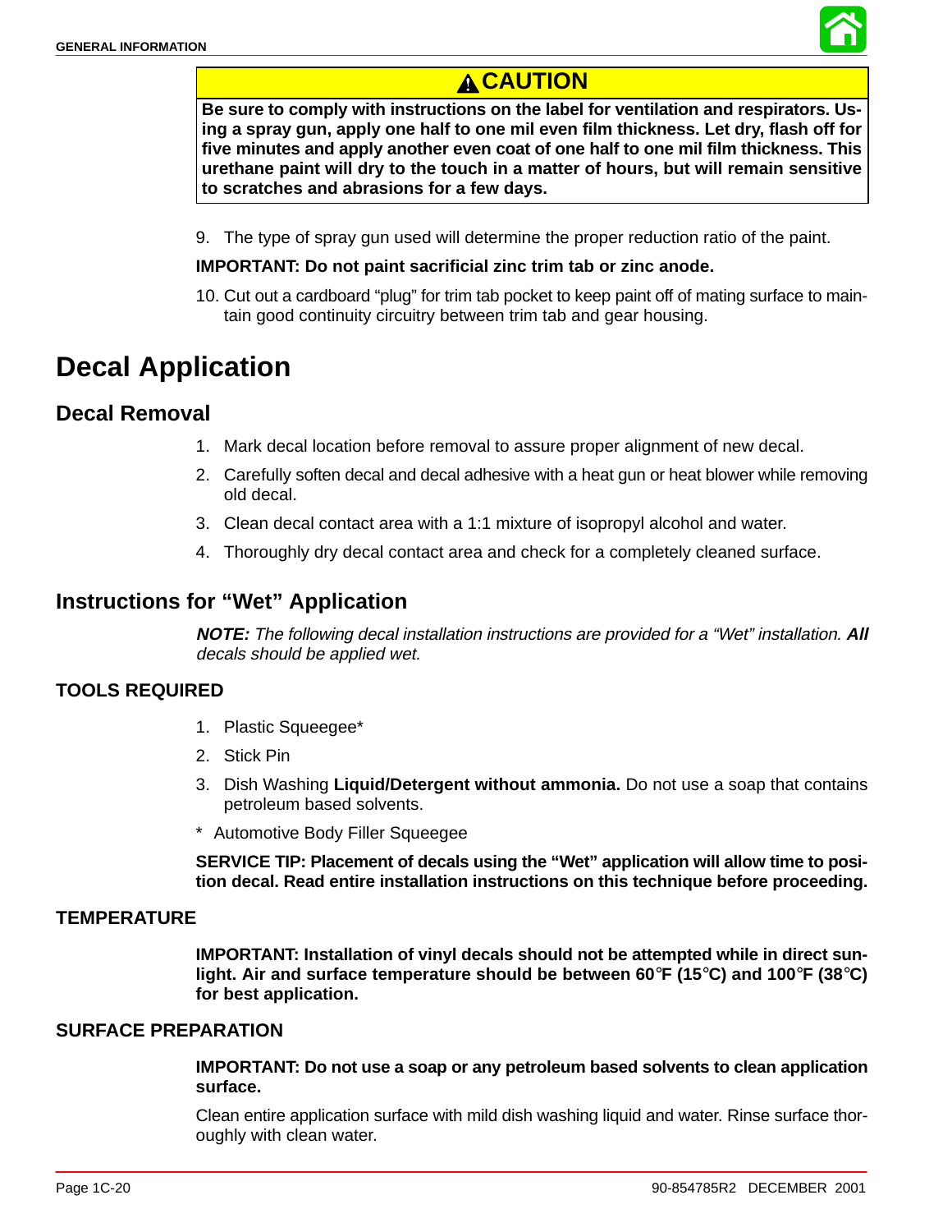**⚠ CAUTION**

**Be sure to comply with instructions on the label for ventilation and respirators. Using a spray gun, apply one half to one mil even film thickness. Let dry, flash off for five minutes and apply another even coat of one half to one mil film thickness. This urethane paint will dry to the touch in a matter of hours, but will remain sensitive to scratches and abrasions for a few days.**

9. The type of spray gun used will determine the proper reduction ratio of the paint.

**IMPORTANT: Do not paint sacrificial zinc trim tab or zinc anode.**

10. Cut out a cardboard "plug" for trim tab pocket to keep paint off of mating surface to maintain good continuity circuitry between trim tab and gear housing.

# Decal Application

## Decal Removal

1. Mark decal location before removal to assure proper alignment of new decal.
2. Carefully soften decal and decal adhesive with a heat gun or heat blower while removing old decal.
3. Clean decal contact area with a 1:1 mixture of isopropyl alcohol and water.
4. Thoroughly dry decal contact area and check for a completely cleaned surface.

## Instructions for "Wet" Application

***NOTE:*** *The following decal installation instructions are provided for a "Wet" installation.* ***All*** *decals should be applied wet.*

### TOOLS REQUIRED

1. Plastic Squeegee*
2. Stick Pin
3. Dish Washing **Liquid/Detergent without ammonia.** Do not use a soap that contains petroleum based solvents.

\* Automotive Body Filler Squeegee

**SERVICE TIP: Placement of decals using the "Wet" application will allow time to position decal. Read entire installation instructions on this technique before proceeding.**

### TEMPERATURE

**IMPORTANT: Installation of vinyl decals should not be attempted while in direct sunlight. Air and surface temperature should be between 60°F (15°C) and 100°F (38°C) for best application.**

### SURFACE PREPARATION

**IMPORTANT: Do not use a soap or any petroleum based solvents to clean application surface.**

Clean entire application surface with mild dish washing liquid and water. Rinse surface thoroughly with clean water.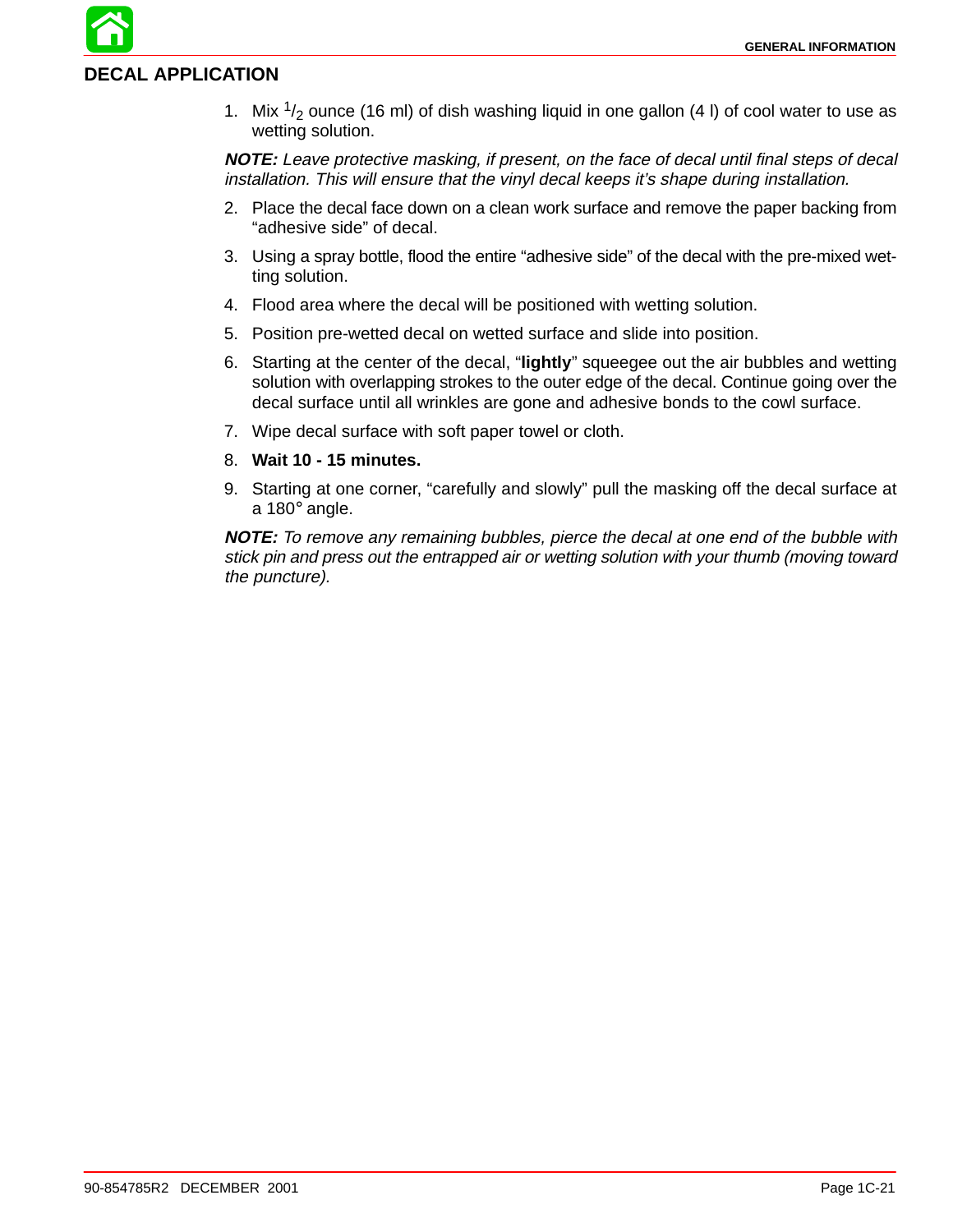## DECAL APPLICATION

1. Mix $^1/_2$ ounce (16 ml) of dish washing liquid in one gallon (4 l) of cool water to use as wetting solution.

***NOTE:*** *Leave protective masking, if present, on the face of decal until final steps of decal installation. This will ensure that the vinyl decal keeps it's shape during installation.*

2. Place the decal face down on a clean work surface and remove the paper backing from "adhesive side" of decal.
3. Using a spray bottle, flood the entire "adhesive side" of the decal with the pre-mixed wetting solution.
4. Flood area where the decal will be positioned with wetting solution.
5. Position pre-wetted decal on wetted surface and slide into position.
6. Starting at the center of the decal, "**lightly**" squeegee out the air bubbles and wetting solution with overlapping strokes to the outer edge of the decal. Continue going over the decal surface until all wrinkles are gone and adhesive bonds to the cowl surface.
7. Wipe decal surface with soft paper towel or cloth.
8. **Wait 10 - 15 minutes.**
9. Starting at one corner, "carefully and slowly" pull the masking off the decal surface at a 180° angle.

***NOTE:*** *To remove any remaining bubbles, pierce the decal at one end of the bubble with stick pin and press out the entrapped air or wetting solution with your thumb (moving toward the puncture).*